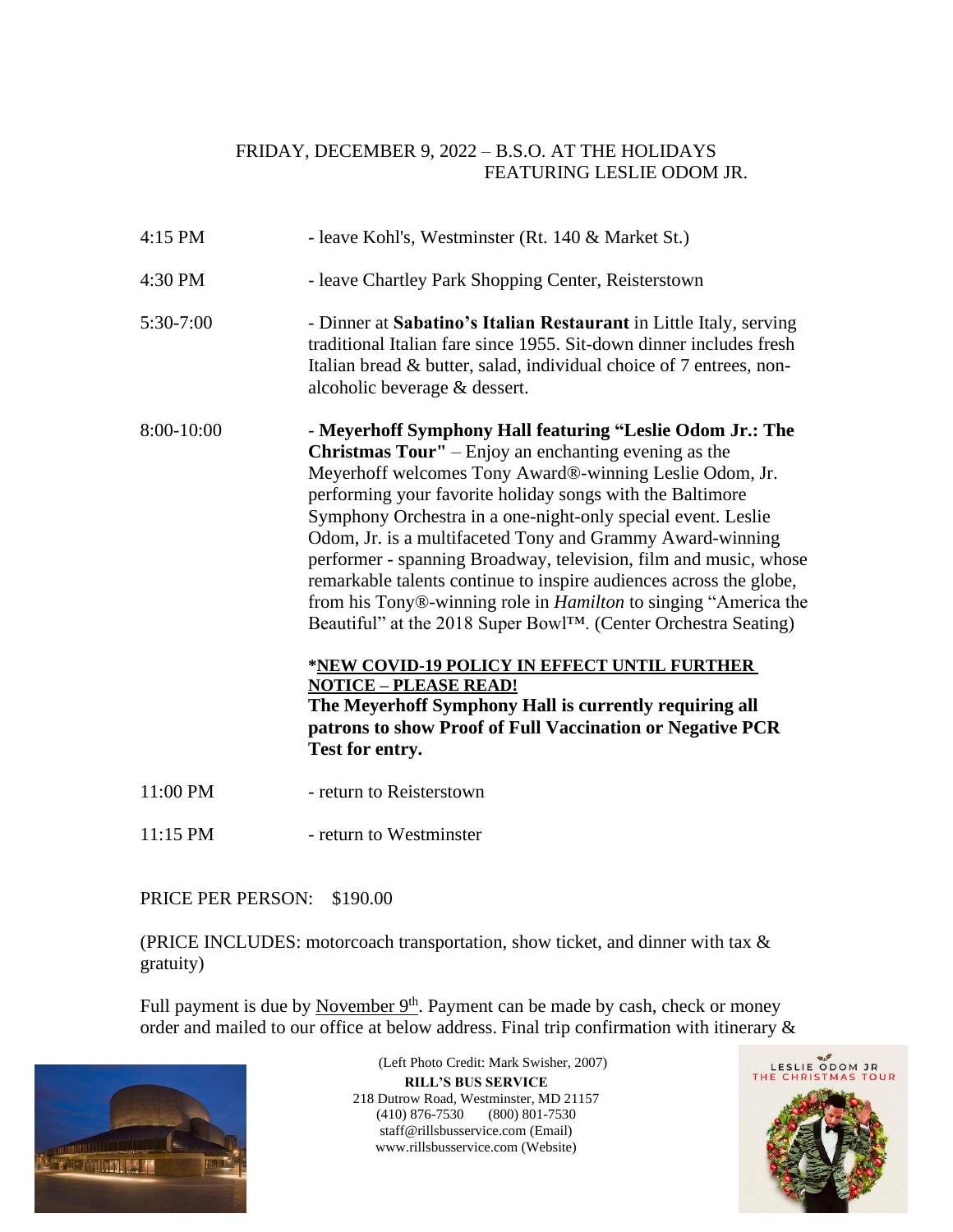FRIDAY, DECEMBER 9, 2022 – B.S.O. AT THE HOLIDAYS
FEATURING LESLIE ODOM JR.

| | |
|---|---|
| 4:15 PM | - leave Kohl's, Westminster (Rt. 140 & Market St.) |
| 4:30 PM | - leave Chartley Park Shopping Center, Reisterstown |
| 5:30-7:00 | - Dinner at **Sabatino's Italian Restaurant** in Little Italy, serving traditional Italian fare since 1955. Sit-down dinner includes fresh Italian bread & butter, salad, individual choice of 7 entrees, non-alcoholic beverage & dessert. |
| 8:00-10:00 | - **Meyerhoff Symphony Hall featuring "Leslie Odom Jr.: The Christmas Tour"** – Enjoy an enchanting evening as the Meyerhoff welcomes Tony Award®-winning Leslie Odom, Jr. performing your favorite holiday songs with the Baltimore Symphony Orchestra in a one-night-only special event. Leslie Odom, Jr. is a multifaceted Tony and Grammy Award-winning performer - spanning Broadway, television, film and music, whose remarkable talents continue to inspire audiences across the globe, from his Tony®-winning role in *Hamilton* to singing "America the Beautiful" at the 2018 Super Bowl™. (Center Orchestra Seating)<br><br>**\*NEW COVID-19 POLICY IN EFFECT UNTIL FURTHER NOTICE – PLEASE READ!**<br>**The Meyerhoff Symphony Hall is currently requiring all patrons to show Proof of Full Vaccination or Negative PCR Test for entry.** |
| 11:00 PM | - return to Reisterstown |
| 11:15 PM | - return to Westminster |

PRICE PER PERSON: $190.00

(PRICE INCLUDES: motorcoach transportation, show ticket, and dinner with tax & gratuity)

Full payment is due by November 9th. Payment can be made by cash, check or money order and mailed to our office at below address. Final trip confirmation with itinerary &

(Left Photo Credit: Mark Swisher, 2007)

**RILL'S BUS SERVICE**
218 Dutrow Road, Westminster, MD 21157
(410) 876-7530 (800) 801-7530
staff@rillsbusservice.com (Email)
www.rillsbusservice.com (Website)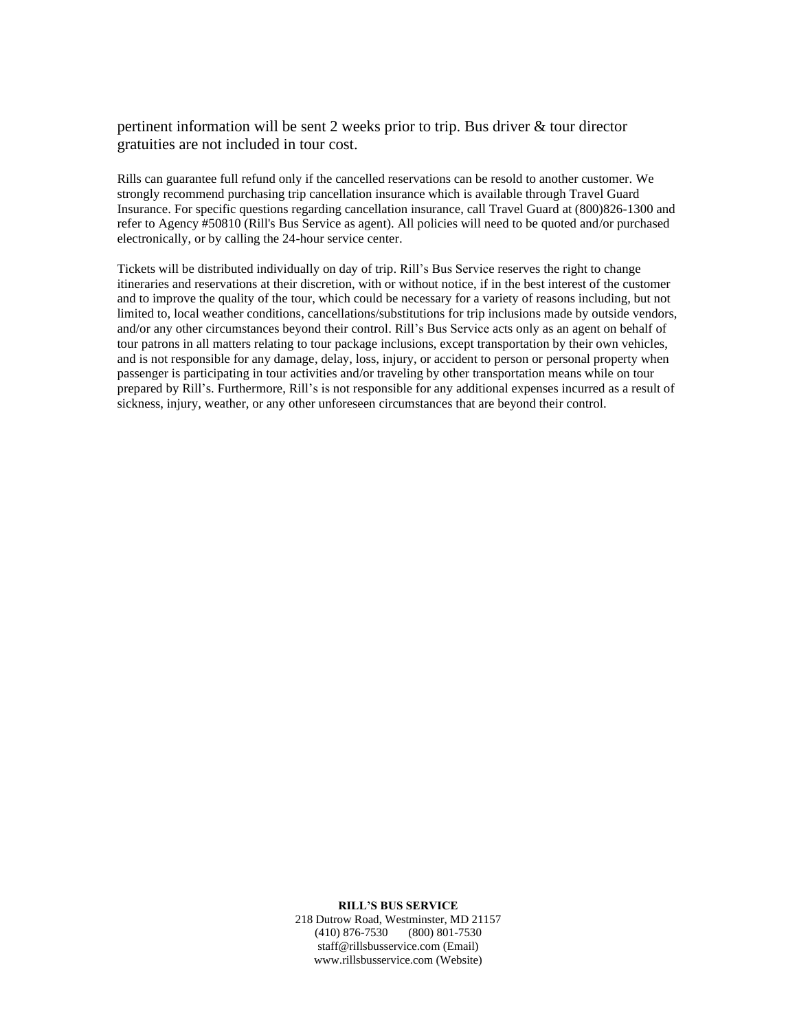pertinent information will be sent 2 weeks prior to trip. Bus driver & tour director gratuities are not included in tour cost.

Rills can guarantee full refund only if the cancelled reservations can be resold to another customer. We strongly recommend purchasing trip cancellation insurance which is available through Travel Guard Insurance. For specific questions regarding cancellation insurance, call Travel Guard at (800)826-1300 and refer to Agency #50810 (Rill's Bus Service as agent). All policies will need to be quoted and/or purchased electronically, or by calling the 24-hour service center.

Tickets will be distributed individually on day of trip. Rill's Bus Service reserves the right to change itineraries and reservations at their discretion, with or without notice, if in the best interest of the customer and to improve the quality of the tour, which could be necessary for a variety of reasons including, but not limited to, local weather conditions, cancellations/substitutions for trip inclusions made by outside vendors, and/or any other circumstances beyond their control. Rill's Bus Service acts only as an agent on behalf of tour patrons in all matters relating to tour package inclusions, except transportation by their own vehicles, and is not responsible for any damage, delay, loss, injury, or accident to person or personal property when passenger is participating in tour activities and/or traveling by other transportation means while on tour prepared by Rill's. Furthermore, Rill's is not responsible for any additional expenses incurred as a result of sickness, injury, weather, or any other unforeseen circumstances that are beyond their control.

**RILL'S BUS SERVICE**
218 Dutrow Road, Westminster, MD 21157
(410) 876-7530 (800) 801-7530
staff@rillsbusservice.com (Email)
www.rillsbusservice.com (Website)